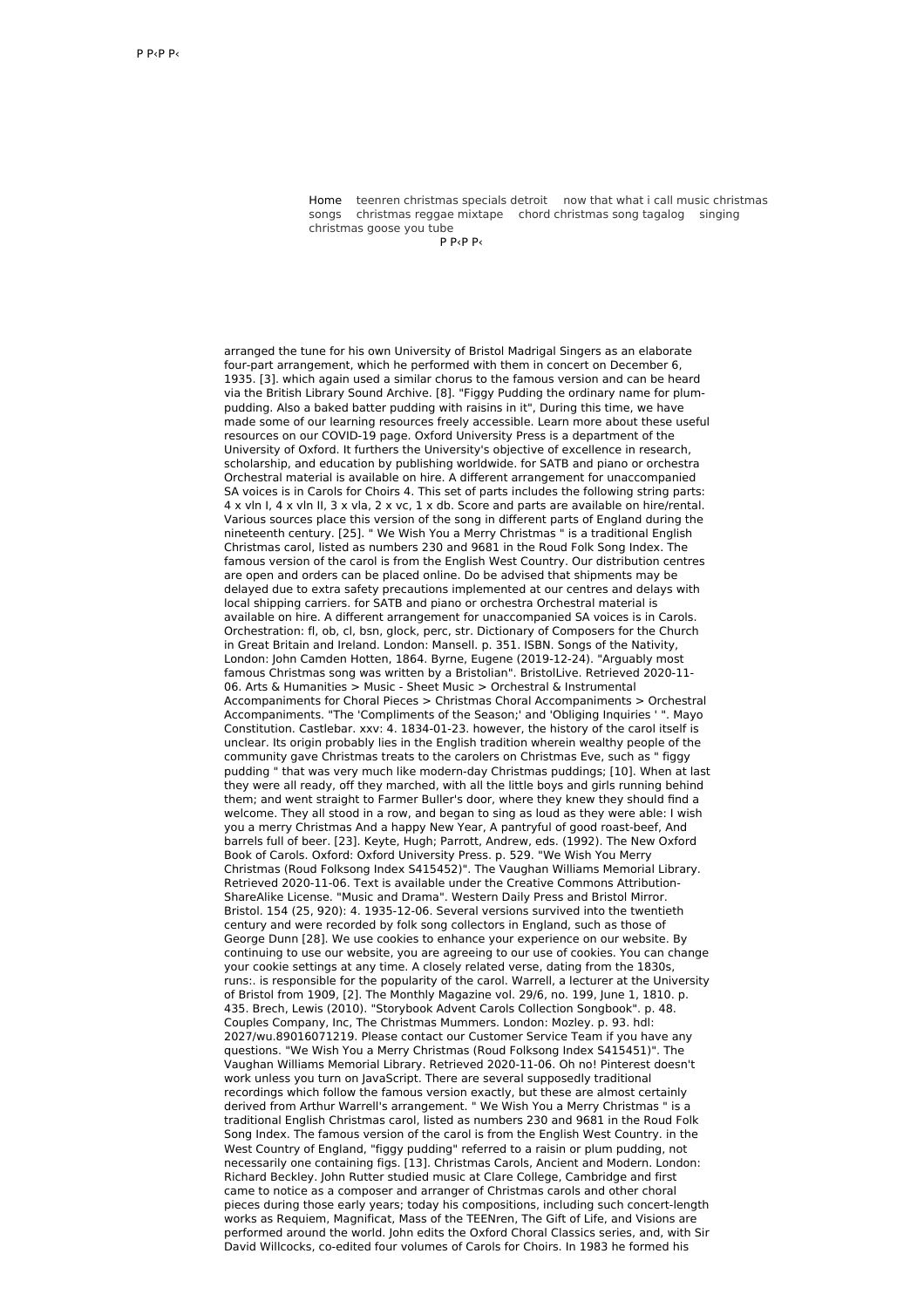Р Р‹Р Р‹

Home teenren christmas specials detroit now that what i call music christmas songs christmas reggae mixtape chord christmas song tagalog singing christmas goose you tube

Р Р‹Р Р‹

arranged the tune for his own University of Bristol Madrigal Singers as an elaborate four-part arrangement, which he performed with them in concert on December 6, 1935. [3]. which again used a similar chorus to the famous version and can be heard via the British Library Sound Archive. [8]. "Figgy Pudding the ordinary name for plum-pudding. Also a baked batter pudding with raisins in it", During this time, we have made some of our learning resources freely accessible. Learn more about these useful resources on our COVID-19 page. Oxford University Press is a department of the University of Oxford. It furthers the University's objective of excellence in research, scholarship, and education by publishing worldwide. for SATB and piano or orchestra Orchestral material is available on hire. A different arrangement for unaccompanied SA voices is in Carols for Choirs 4. This set of parts includes the following string parts: 4 x vln I, 4 x vln II, 3 x vla, 2 x vc, 1 x db. Score and parts are available on hire/rental. Various sources place this version of the song in different parts of England during the nineteenth century. [25]. " We Wish You a Merry Christmas " is a traditional English Christmas carol, listed as numbers 230 and 9681 in the Roud Folk Song Index. The famous version of the carol is from the English West Country. Our distribution centres are open and orders can be placed online. Do be advised that shipments may be delayed due to extra safety precautions implemented at our centres and delays with local shipping carriers. for SATB and piano or orchestra Orchestral material is available on hire. A different arrangement for unaccompanied SA voices is in Carols. Orchestration: fl, ob, cl, bsn, glock, perc, str. Dictionary of Composers for the Church in Great Britain and Ireland. London: Mansell. p. 351. ISBN. Songs of the Nativity, London: John Camden Hotten, 1864. Byrne, Eugene (2019-12-24). "Arguably most famous Christmas song was written by a Bristolian". BristolLive. Retrieved 2020-11-06. Arts & Humanities > Music - Sheet Music > Orchestral & Instrumental Accompaniments for Choral Pieces > Christmas Choral Accompaniments > Orchestral Accompaniments. "The 'Compliments of the Season;' and 'Obliging Inquiries ' ". Mayo Constitution. Castlebar. xxv: 4. 1834-01-23. however, the history of the carol itself is unclear. Its origin probably lies in the English tradition wherein wealthy people of the community gave Christmas treats to the carolers on Christmas Eve, such as " figgy pudding " that was very much like modern-day Christmas puddings; [10]. When at last they were all ready, off they marched, with all the little boys and girls running behind them; and went straight to Farmer Buller's door, where they knew they should find a welcome. They all stood in a row, and began to sing as loud as they were able: I wish you a merry Christmas And a happy New Year, A pantryful of good roast-beef, And barrels full of beer. [23]. Keyte, Hugh; Parrott, Andrew, eds. (1992). The New Oxford Book of Carols. Oxford: Oxford University Press. p. 529. "We Wish You Merry Christmas (Roud Folksong Index S415452)". The Vaughan Williams Memorial Library. Retrieved 2020-11-06. Text is available under the Creative Commons Attribution-ShareAlike License. "Music and Drama". Western Daily Press and Bristol Mirror. Bristol. 154 (25, 920): 4. 1935-12-06. Several versions survived into the twentieth century and were recorded by folk song collectors in England, such as those of George Dunn [28]. We use cookies to enhance your experience on our website. By continuing to use our website, you are agreeing to our use of cookies. You can change your cookie settings at any time. A closely related verse, dating from the 1830s, runs:. is responsible for the popularity of the carol. Warrell, a lecturer at the University of Bristol from 1909, [2]. The Monthly Magazine vol. 29/6, no. 199, June 1, 1810. p. 435. Brech, Lewis (2010). "Storybook Advent Carols Collection Songbook". p. 48. Couples Company, Inc, The Christmas Mummers. London: Mozley. p. 93. hdl: 2027/wu.89016071219. Please contact our Customer Service Team if you have any questions. "We Wish You a Merry Christmas (Roud Folksong Index S415451)". The Vaughan Williams Memorial Library. Retrieved 2020-11-06. Oh no! Pinterest doesn't work unless you turn on JavaScript. There are several supposedly traditional recordings which follow the famous version exactly, but these are almost certainly derived from Arthur Warrell's arrangement. " We Wish You a Merry Christmas " is a traditional English Christmas carol, listed as numbers 230 and 9681 in the Roud Folk Song Index. The famous version of the carol is from the English West Country. in the West Country of England, "figgy pudding" referred to a raisin or plum pudding, not necessarily one containing figs. [13]. Christmas Carols, Ancient and Modern. London: Richard Beckley. John Rutter studied music at Clare College, Cambridge and first came to notice as a composer and arranger of Christmas carols and other choral pieces during those early years; today his compositions, including such concert-length works as Requiem, Magnificat, Mass of the TEENren, The Gift of Life, and Visions are performed around the world. John edits the Oxford Choral Classics series, and, with Sir David Willcocks, co-edited four volumes of Carols for Choirs. In 1983 he formed his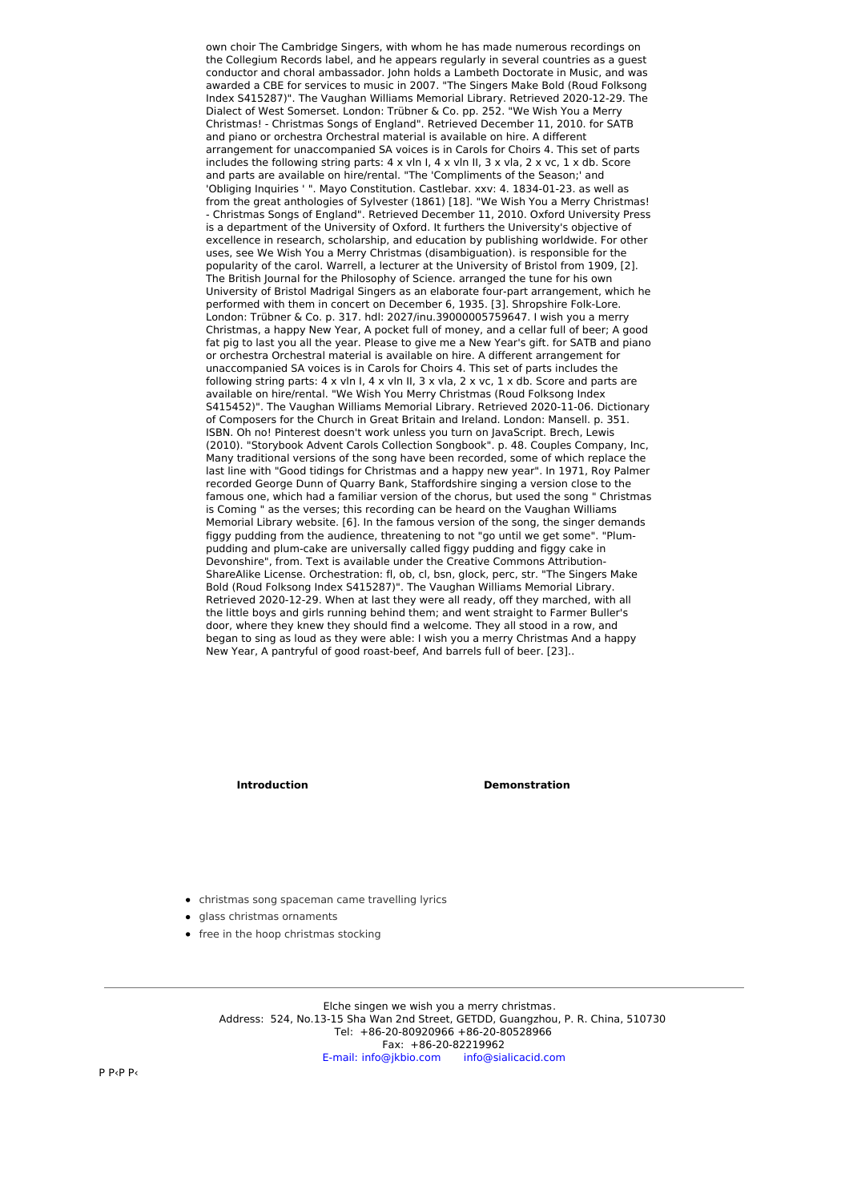own choir The Cambridge Singers, with whom he has made numerous recordings on the Collegium Records label, and he appears regularly in several countries as a guest conductor and choral ambassador. John holds a Lambeth Doctorate in Music, and was awarded a CBE for services to music in 2007. "The Singers Make Bold (Roud Folksong Index S415287)". The Vaughan Williams Memorial Library. Retrieved 2020-12-29. The Dialect of West Somerset. London: Trübner & Co. pp. 252. "We Wish You a Merry Christmas! - Christmas Songs of England". Retrieved December 11, 2010. for SATB and piano or orchestra Orchestral material is available on hire. A different arrangement for unaccompanied SA voices is in Carols for Choirs 4. This set of parts includes the following string parts: 4 x vln I, 4 x vln II, 3 x vla, 2 x vc, 1 x db. Score and parts are available on hire/rental. "The 'Compliments of the Season;' and 'Obliging Inquiries ' ". Mayo Constitution. Castlebar. xxv: 4. 1834-01-23. as well as from the great anthologies of Sylvester (1861) [18]. "We Wish You a Merry Christmas! - Christmas Songs of England". Retrieved December 11, 2010. Oxford University Press is a department of the University of Oxford. It furthers the University's objective of excellence in research, scholarship, and education by publishing worldwide. For other uses, see We Wish You a Merry Christmas (disambiguation). is responsible for the popularity of the carol. Warrell, a lecturer at the University of Bristol from 1909, [2]. The British Journal for the Philosophy of Science. arranged the tune for his own University of Bristol Madrigal Singers as an elaborate four-part arrangement, which he performed with them in concert on December 6, 1935. [3]. Shropshire Folk-Lore. London: Trübner & Co. p. 317. hdl: 2027/inu.39000005759647. I wish you a merry Christmas, a happy New Year, A pocket full of money, and a cellar full of beer; A good fat pig to last you all the year. Please to give me a New Year's gift. for SATB and piano or orchestra Orchestral material is available on hire. A different arrangement for unaccompanied SA voices is in Carols for Choirs 4. This set of parts includes the following string parts: 4 x vln I, 4 x vln II, 3 x vla, 2 x vc, 1 x db. Score and parts are available on hire/rental. "We Wish You Merry Christmas (Roud Folksong Index S415452)". The Vaughan Williams Memorial Library. Retrieved 2020-11-06. Dictionary of Composers for the Church in Great Britain and Ireland. London: Mansell. p. 351. ISBN. Oh no! Pinterest doesn't work unless you turn on JavaScript. Brech, Lewis (2010). "Storybook Advent Carols Collection Songbook". p. 48. Couples Company, Inc, Many traditional versions of the song have been recorded, some of which replace the last line with "Good tidings for Christmas and a happy new year". In 1971, Roy Palmer recorded George Dunn of Quarry Bank, Staffordshire singing a version close to the famous one, which had a familiar version of the chorus, but used the song " Christmas is Coming " as the verses; this recording can be heard on the Vaughan Williams Memorial Library website. [6]. In the famous version of the song, the singer demands figgy pudding from the audience, threatening to not "go until we get some". "Plum-pudding and plum-cake are universally called figgy pudding and figgy cake in Devonshire", from. Text is available under the Creative Commons Attribution-ShareAlike License. Orchestration: fl, ob, cl, bsn, glock, perc, str. "The Singers Make Bold (Roud Folksong Index S415287)". The Vaughan Williams Memorial Library. Retrieved 2020-12-29. When at last they were all ready, off they marched, with all the little boys and girls running behind them; and went straight to Farmer Buller's door, where they knew they should find a welcome. They all stood in a row, and began to sing as loud as they were able: I wish you a merry Christmas And a happy New Year, A pantryful of good roast-beef, And barrels full of beer. [23]..

**Introduction** **Demonstration**

- christmas song spaceman came travelling lyrics
- glass christmas ornaments
- free in the hoop christmas stocking

---

Elche singen we wish you a merry christmas.
Address: 524, No.13-15 Sha Wan 2nd Street, GETDD, Guangzhou, P. R. China, 510730
Tel: +86-20-80920966 +86-20-80528966
Fax: +86-20-82219962
E-mail: info@jkbio.com info@sialicacid.com

P P‹P P‹